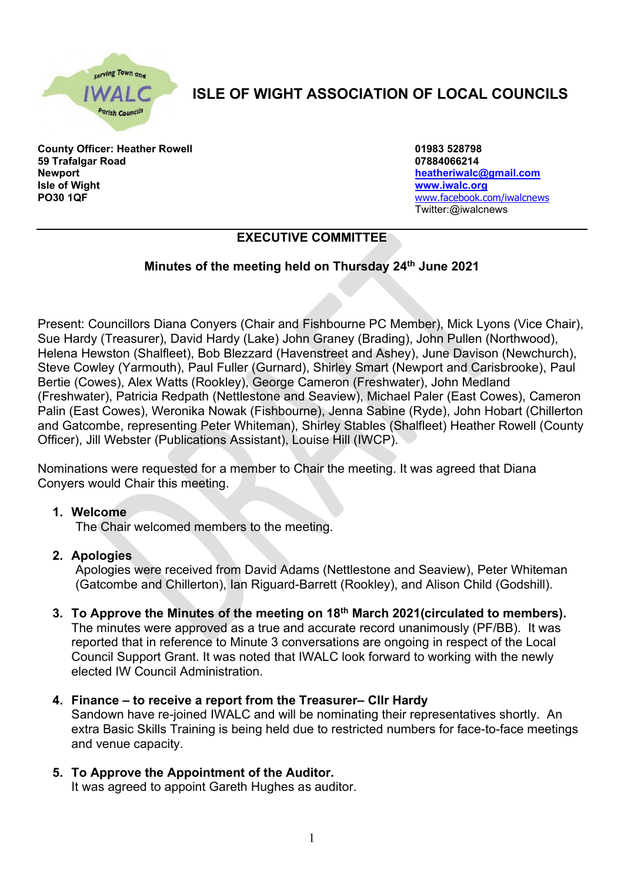# ISLE OF WIGHT ASSOCIATION OF LOCAL COUNCILS

**County Officer: Heather Rowell**
**59 Trafalgar Road**
**Newport**
**Isle of Wight**
**PO30 1QF**

**01983 528798**
**07884066214**
**heatheriwalc@gmail.com**
**www.iwalc.org**
www.facebook.com/iwalcnews
Twitter:@iwalcnews

---

## EXECUTIVE COMMITTEE

### Minutes of the meeting held on Thursday 24th June 2021

Present: Councillors Diana Conyers (Chair and Fishbourne PC Member), Mick Lyons (Vice Chair), Sue Hardy (Treasurer), David Hardy (Lake) John Graney (Brading), John Pullen (Northwood), Helena Hewston (Shalfleet), Bob Blezzard (Havenstreet and Ashey), June Davison (Newchurch), Steve Cowley (Yarmouth), Paul Fuller (Gurnard), Shirley Smart (Newport and Carisbrooke), Paul Bertie (Cowes), Alex Watts (Rookley), George Cameron (Freshwater), John Medland (Freshwater), Patricia Redpath (Nettlestone and Seaview), Michael Paler (East Cowes), Cameron Palin (East Cowes), Weronika Nowak (Fishbourne), Jenna Sabine (Ryde), John Hobart (Chillerton and Gatcombe, representing Peter Whiteman), Shirley Stables (Shalfleet) Heather Rowell (County Officer), Jill Webster (Publications Assistant), Louise Hill (IWCP).

Nominations were requested for a member to Chair the meeting. It was agreed that Diana Conyers would Chair this meeting.

1. **Welcome**
   The Chair welcomed members to the meeting.

2. **Apologies**
   Apologies were received from David Adams (Nettlestone and Seaview), Peter Whiteman (Gatcombe and Chillerton), Ian Riguard-Barrett (Rookley), and Alison Child (Godshill).

3. **To Approve the Minutes of the meeting on 18th March 2021(circulated to members).**
   The minutes were approved as a true and accurate record unanimously (PF/BB). It was reported that in reference to Minute 3 conversations are ongoing in respect of the Local Council Support Grant. It was noted that IWALC look forward to working with the newly elected IW Council Administration.

4. **Finance – to receive a report from the Treasurer– Cllr Hardy**
   Sandown have re-joined IWALC and will be nominating their representatives shortly. An extra Basic Skills Training is being held due to restricted numbers for face-to-face meetings and venue capacity.

5. **To Approve the Appointment of the Auditor.**
   It was agreed to appoint Gareth Hughes as auditor.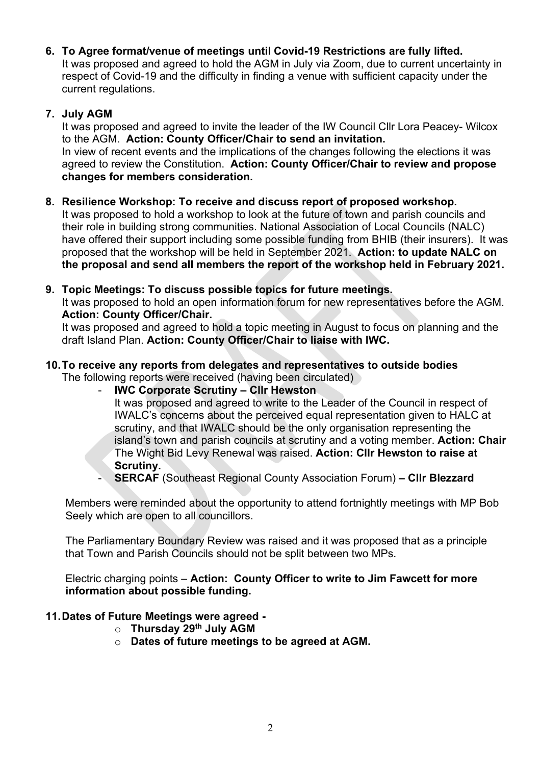6. **To Agree format/venue of meetings until Covid-19 Restrictions are fully lifted.**
   It was proposed and agreed to hold the AGM in July via Zoom, due to current uncertainty in respect of Covid-19 and the difficulty in finding a venue with sufficient capacity under the current regulations.

7. **July AGM**
   It was proposed and agreed to invite the leader of the IW Council Cllr Lora Peacey- Wilcox to the AGM. **Action: County Officer/Chair to send an invitation.**
   In view of recent events and the implications of the changes following the elections it was agreed to review the Constitution. **Action: County Officer/Chair to review and propose changes for members consideration.**

8. **Resilience Workshop: To receive and discuss report of proposed workshop.**
   It was proposed to hold a workshop to look at the future of town and parish councils and their role in building strong communities. National Association of Local Councils (NALC) have offered their support including some possible funding from BHIB (their insurers). It was proposed that the workshop will be held in September 2021. **Action: to update NALC on the proposal and send all members the report of the workshop held in February 2021.**

9. **Topic Meetings: To discuss possible topics for future meetings.**
   It was proposed to hold an open information forum for new representatives before the AGM. **Action: County Officer/Chair.**
   It was proposed and agreed to hold a topic meeting in August to focus on planning and the draft Island Plan. **Action: County Officer/Chair to liaise with IWC.**

10. **To receive any reports from delegates and representatives to outside bodies**
    The following reports were received (having been circulated)
    - **IWC Corporate Scrutiny – Cllr Hewston**
      It was proposed and agreed to write to the Leader of the Council in respect of IWALC's concerns about the perceived equal representation given to HALC at scrutiny, and that IWALC should be the only organisation representing the island's town and parish councils at scrutiny and a voting member. **Action: Chair**
      The Wight Bid Levy Renewal was raised. **Action: Cllr Hewston to raise at Scrutiny.**
    - **SERCAF** (Southeast Regional County Association Forum) **– Cllr Blezzard**

    Members were reminded about the opportunity to attend fortnightly meetings with MP Bob Seely which are open to all councillors.

    The Parliamentary Boundary Review was raised and it was proposed that as a principle that Town and Parish Councils should not be split between two MPs.

    Electric charging points – **Action: County Officer to write to Jim Fawcett for more information about possible funding.**

11. **Dates of Future Meetings were agreed -**
    - **Thursday 29th July AGM**
    - **Dates of future meetings to be agreed at AGM.**